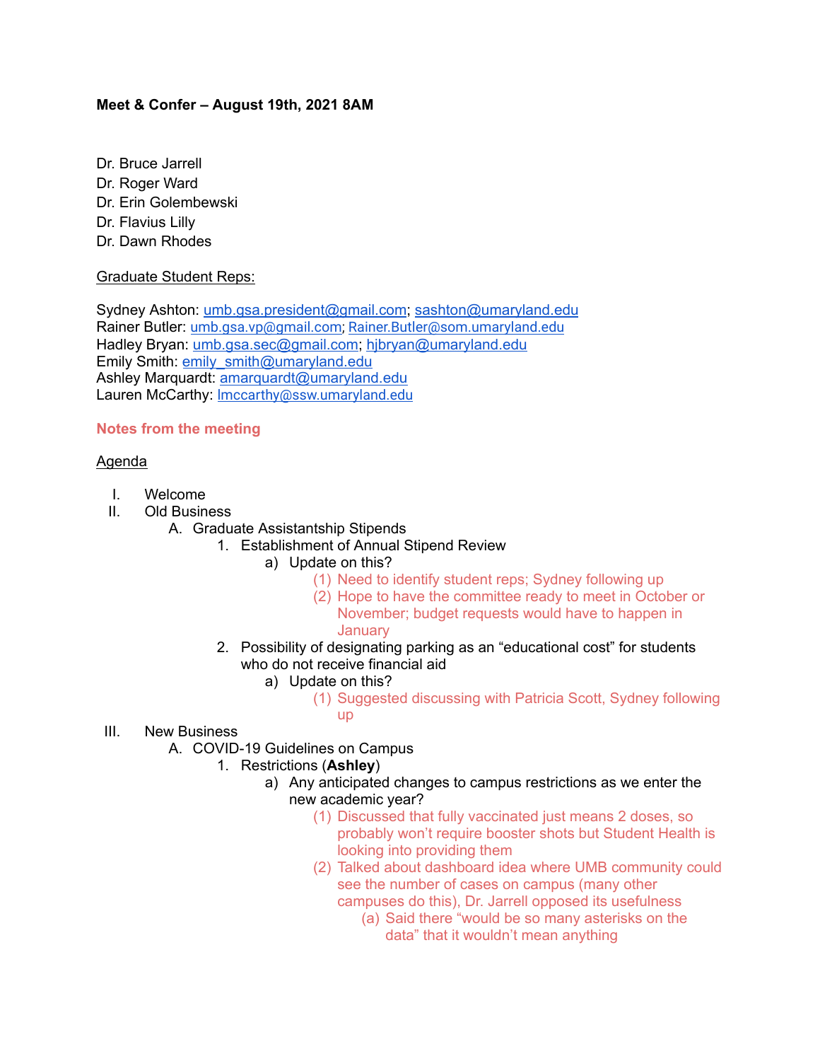**Meet & Confer – August 19th, 2021 8AM**

Dr. Bruce Jarrell
Dr. Roger Ward
Dr. Erin Golembewski
Dr. Flavius Lilly
Dr. Dawn Rhodes

Graduate Student Reps:

Sydney Ashton: umb.gsa.president@gmail.com; sashton@umaryland.edu
Rainer Butler: umb.gsa.vp@gmail.com; Rainer.Butler@som.umaryland.edu
Hadley Bryan: umb.gsa.sec@gmail.com; hjbryan@umaryland.edu
Emily Smith: emily_smith@umaryland.edu
Ashley Marquardt: amarquardt@umaryland.edu
Lauren McCarthy: lmccarthy@ssw.umaryland.edu

**Notes from the meeting**

Agenda

- I. Welcome
- II. Old Business
  - A. Graduate Assistantship Stipends
    - 1. Establishment of Annual Stipend Review
      - a) Update on this?
        - (1) Need to identify student reps; Sydney following up
        - (2) Hope to have the committee ready to meet in October or November; budget requests would have to happen in January
    - 2. Possibility of designating parking as an "educational cost" for students who do not receive financial aid
      - a) Update on this?
        - (1) Suggested discussing with Patricia Scott, Sydney following up
- III. New Business
  - A. COVID-19 Guidelines on Campus
    - 1. Restrictions (**Ashley**)
      - a) Any anticipated changes to campus restrictions as we enter the new academic year?
        - (1) Discussed that fully vaccinated just means 2 doses, so probably won't require booster shots but Student Health is looking into providing them
        - (2) Talked about dashboard idea where UMB community could see the number of cases on campus (many other campuses do this), Dr. Jarrell opposed its usefulness
          - (a) Said there "would be so many asterisks on the data" that it wouldn't mean anything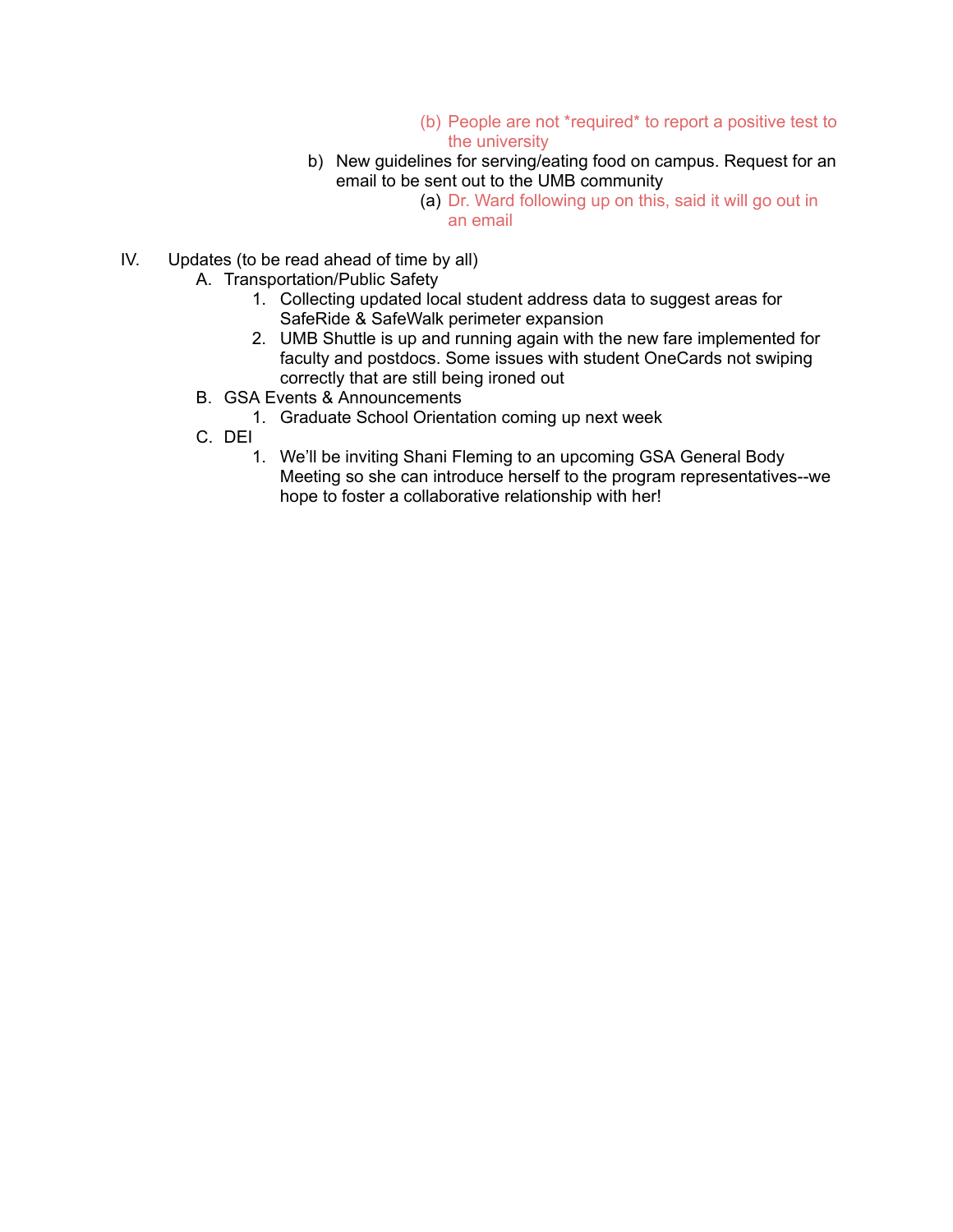(b) People are not *required* to report a positive test to the university

      b) New guidelines for serving/eating food on campus. Request for an email to be sent out to the UMB community

            (a) Dr. Ward following up on this, said it will go out in an email

IV. Updates (to be read ahead of time by all)

   A. Transportation/Public Safety

      1. Collecting updated local student address data to suggest areas for SafeRide & SafeWalk perimeter expansion
      2. UMB Shuttle is up and running again with the new fare implemented for faculty and postdocs. Some issues with student OneCards not swiping correctly that are still being ironed out

   B. GSA Events & Announcements

      1. Graduate School Orientation coming up next week

   C. DEI

      1. We'll be inviting Shani Fleming to an upcoming GSA General Body Meeting so she can introduce herself to the program representatives--we hope to foster a collaborative relationship with her!